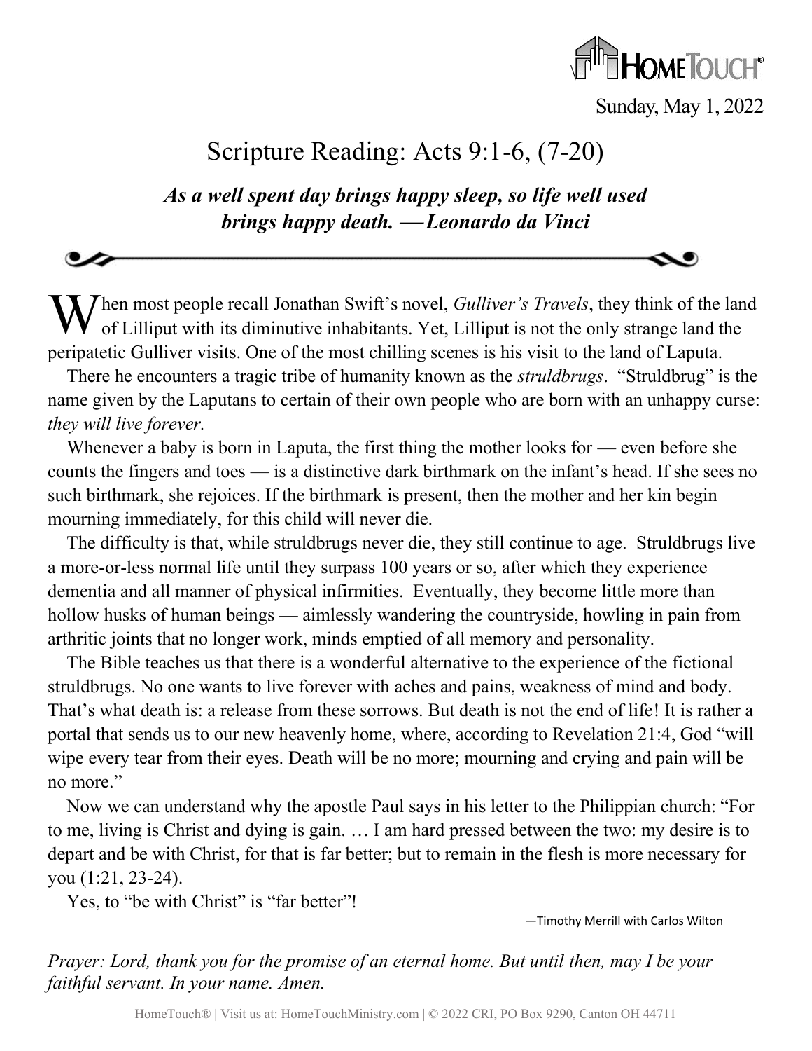HomeTouch®

Sunday, May 1, 2022

# Scripture Reading: Acts 9:1-6, (7-20)

***As a well spent day brings happy sleep, so life well used brings happy death. —Leonardo da Vinci***

When most people recall Jonathan Swift's novel, *Gulliver's Travels*, they think of the land of Lilliput with its diminutive inhabitants. Yet, Lilliput is not the only strange land the peripatetic Gulliver visits. One of the most chilling scenes is his visit to the land of Laputa.

There he encounters a tragic tribe of humanity known as the *struldbrugs*. "Struldbrug" is the name given by the Laputans to certain of their own people who are born with an unhappy curse: *they will live forever.*

Whenever a baby is born in Laputa, the first thing the mother looks for — even before she counts the fingers and toes — is a distinctive dark birthmark on the infant's head. If she sees no such birthmark, she rejoices. If the birthmark is present, then the mother and her kin begin mourning immediately, for this child will never die.

The difficulty is that, while struldbrugs never die, they still continue to age. Struldbrugs live a more-or-less normal life until they surpass 100 years or so, after which they experience dementia and all manner of physical infirmities. Eventually, they become little more than hollow husks of human beings — aimlessly wandering the countryside, howling in pain from arthritic joints that no longer work, minds emptied of all memory and personality.

The Bible teaches us that there is a wonderful alternative to the experience of the fictional struldbrugs. No one wants to live forever with aches and pains, weakness of mind and body. That's what death is: a release from these sorrows. But death is not the end of life! It is rather a portal that sends us to our new heavenly home, where, according to Revelation 21:4, God "will wipe every tear from their eyes. Death will be no more; mourning and crying and pain will be no more."

Now we can understand why the apostle Paul says in his letter to the Philippian church: "For to me, living is Christ and dying is gain. … I am hard pressed between the two: my desire is to depart and be with Christ, for that is far better; but to remain in the flesh is more necessary for you (1:21, 23-24).

Yes, to "be with Christ" is "far better"!

—Timothy Merrill with Carlos Wilton

*Prayer: Lord, thank you for the promise of an eternal home. But until then, may I be your faithful servant. In your name. Amen.*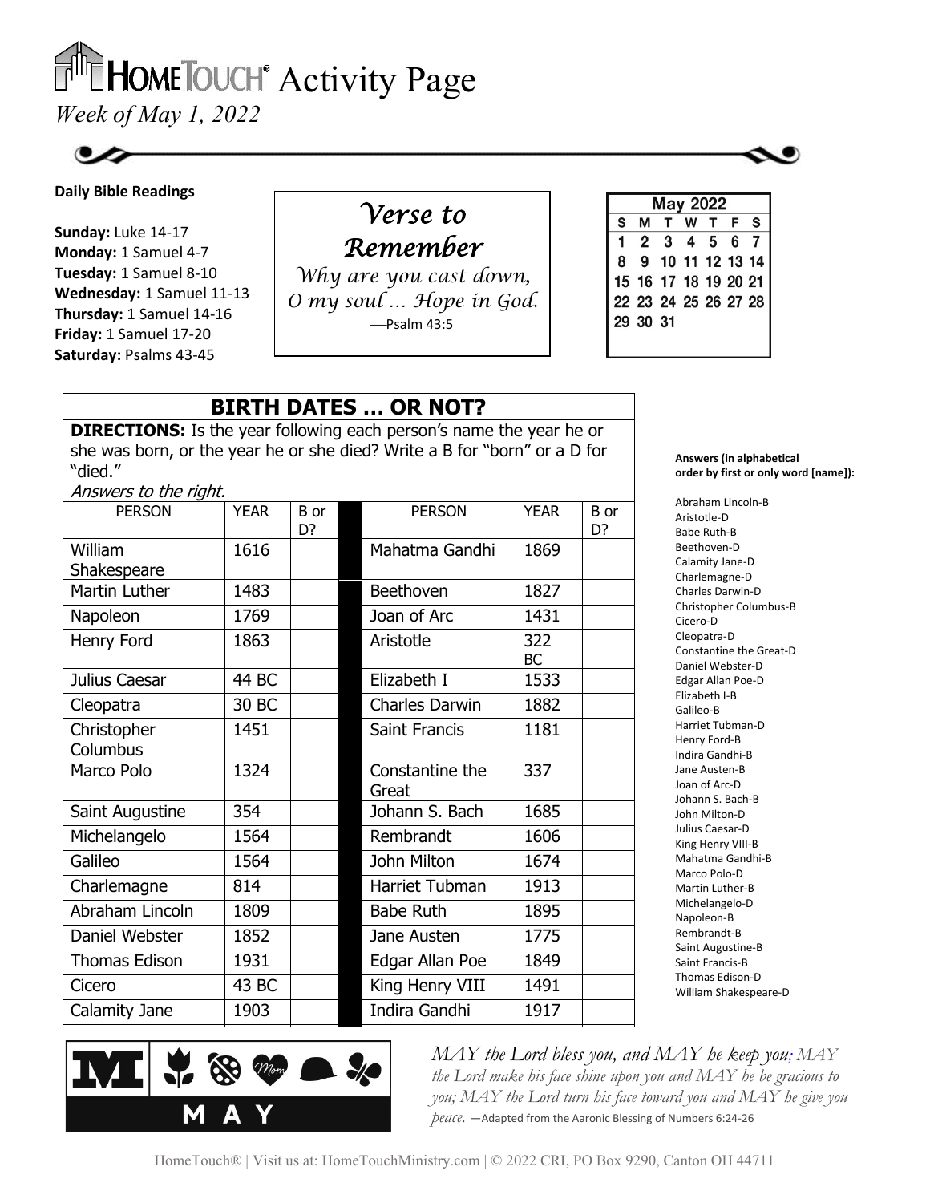# HomeTouch® Activity Page

*Week of May 1, 2022*

**Daily Bible Readings**

**Sunday:** Luke 14-17
**Monday:** 1 Samuel 4-7
**Tuesday:** 1 Samuel 8-10
**Wednesday:** 1 Samuel 11-13
**Thursday:** 1 Samuel 14-16
**Friday:** 1 Samuel 17-20
**Saturday:** Psalms 43-45

*Verse to Remember*

*Why are you cast down, O my soul … Hope in God.*
—Psalm 43:5

**May 2022**

| S | M | T | W | T | F | S |
|---|---|---|---|---|---|---|
| 1 | 2 | 3 | 4 | 5 | 6 | 7 |
| 8 | 9 | 10 | 11 | 12 | 13 | 14 |
| 15 | 16 | 17 | 18 | 19 | 20 | 21 |
| 22 | 23 | 24 | 25 | 26 | 27 | 28 |
| 29 | 30 | 31 | | | | |

## BIRTH DATES … OR NOT?

**DIRECTIONS:** Is the year following each person's name the year he or she was born, or the year he or she died? Write a B for "born" or a D for "died."

*Answers to the right.*

| PERSON | YEAR | B or D? | PERSON | YEAR | B or D? |
|---|---|---|---|---|---|
| William Shakespeare | 1616 | | Mahatma Gandhi | 1869 | |
| Martin Luther | 1483 | | Beethoven | 1827 | |
| Napoleon | 1769 | | Joan of Arc | 1431 | |
| Henry Ford | 1863 | | Aristotle | 322 BC | |
| Julius Caesar | 44 BC | | Elizabeth I | 1533 | |
| Cleopatra | 30 BC | | Charles Darwin | 1882 | |
| Christopher Columbus | 1451 | | Saint Francis | 1181 | |
| Marco Polo | 1324 | | Constantine the Great | 337 | |
| Saint Augustine | 354 | | Johann S. Bach | 1685 | |
| Michelangelo | 1564 | | Rembrandt | 1606 | |
| Galileo | 1564 | | John Milton | 1674 | |
| Charlemagne | 814 | | Harriet Tubman | 1913 | |
| Abraham Lincoln | 1809 | | Babe Ruth | 1895 | |
| Daniel Webster | 1852 | | Jane Austen | 1775 | |
| Thomas Edison | 1931 | | Edgar Allan Poe | 1849 | |
| Cicero | 43 BC | | King Henry VIII | 1491 | |
| Calamity Jane | 1903 | | Indira Gandhi | 1917 | |

**Answers (in alphabetical order by first or only word [name]):**

Abraham Lincoln-B
Aristotle-D
Babe Ruth-B
Beethoven-D
Calamity Jane-D
Charlemagne-D
Charles Darwin-D
Christopher Columbus-B
Cicero-D
Cleopatra-D
Constantine the Great-D
Daniel Webster-D
Edgar Allan Poe-D
Elizabeth I-B
Galileo-B
Harriet Tubman-D
Henry Ford-B
Indira Gandhi-B
Jane Austen-B
Joan of Arc-D
Johann S. Bach-B
John Milton-D
Julius Caesar-D
King Henry VIII-B
Mahatma Gandhi-B
Marco Polo-D
Martin Luther-B
Michelangelo-D
Napoleon-B
Rembrandt-B
Saint Augustine-B
Saint Francis-B
Thomas Edison-D
William Shakespeare-D

M A Y

*MAY the Lord bless you, and MAY he keep you; MAY the Lord make his face shine upon you and MAY he be gracious to you; MAY the Lord turn his face toward you and MAY he give you peace.* —Adapted from the Aaronic Blessing of Numbers 6:24-26

HomeTouch® | Visit us at: HomeTouchMinistry.com | © 2022 CRI, PO Box 9290, Canton OH 44711